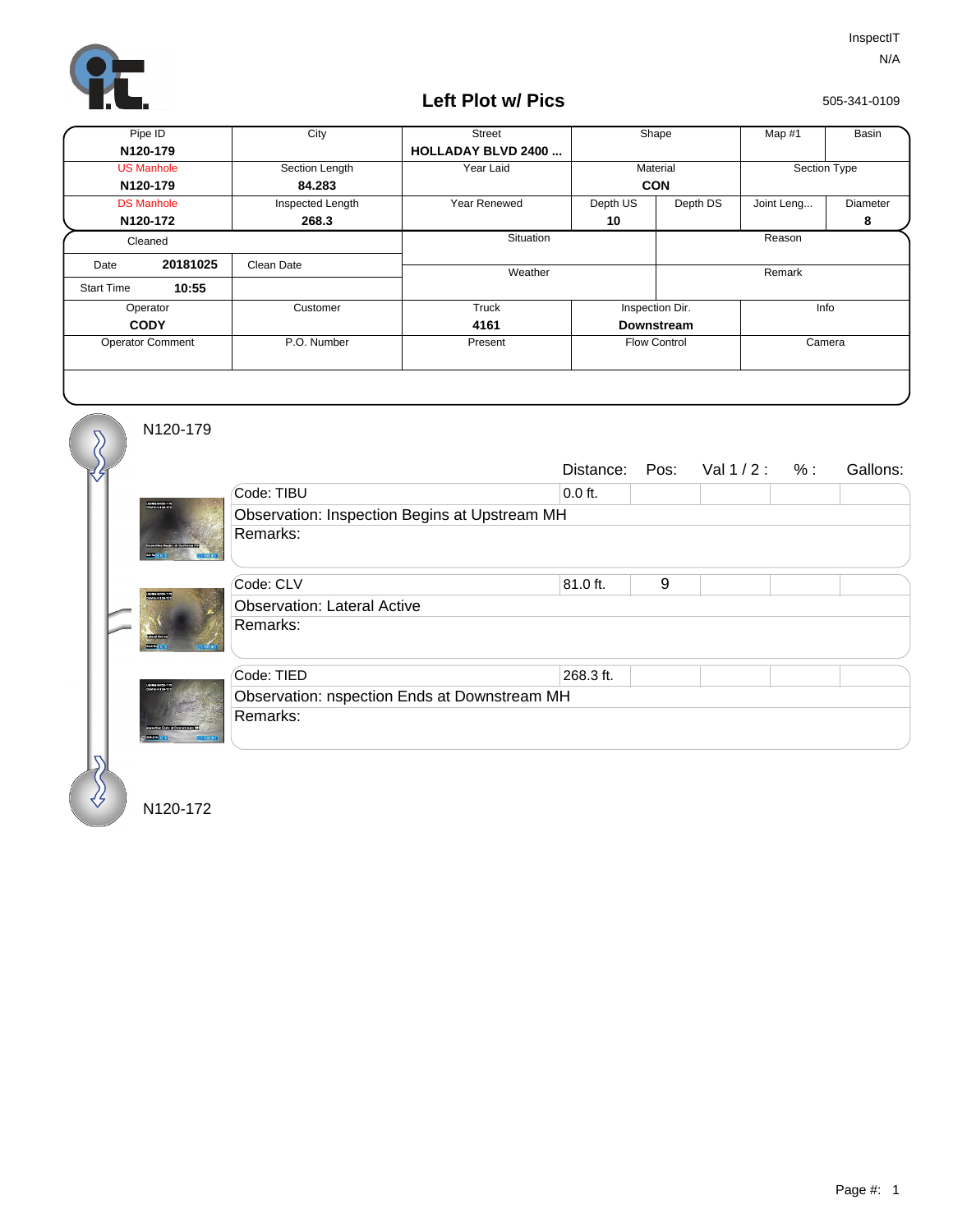InspectIT
N/A

# Left Plot w/ Pics

505-341-0109

| Pipe ID | City | Street | Shape | | Map #1 | Basin |
|---|---|---|---|---|---|---|
| **N120-179** | | **HOLLADAY BLVD 2400 ...** | | | | |
| US Manhole | Section Length | Year Laid | Material | | Section Type | |
| **N120-179** | **84.283** | | **CON** | | | |
| DS Manhole | Inspected Length | Year Renewed | Depth US | Depth DS | Joint Leng... | Diameter |
| **N120-172** | **268.3** | | **10** | | | **8** |

| Cleaned | | Situation | Reason |
|---|---|---|---|
| Date **20181025** | Clean Date | Weather | Remark |
| Start Time **10:55** | | | |

| Operator | Customer | Truck | Inspection Dir. | Info |
|---|---|---|---|---|
| **CODY** | | **4161** | **Downstream** | |
| Operator Comment | P.O. Number | Present | Flow Control | Camera |

N120-179

| | Distance: | Pos: | Val 1 / 2 : | % : | Gallons: |
|---|---|---|---|---|---|
| Code: TIBU | 0.0 ft. | | | | |
| Observation: Inspection Begins at Upstream MH | | | | | |
| Remarks: | | | | | |
| Code: CLV | 81.0 ft. | 9 | | | |
| Observation: Lateral Active | | | | | |
| Remarks: | | | | | |
| Code: TIED | 268.3 ft. | | | | |
| Observation: nspection Ends at Downstream MH | | | | | |
| Remarks: | | | | | |

N120-172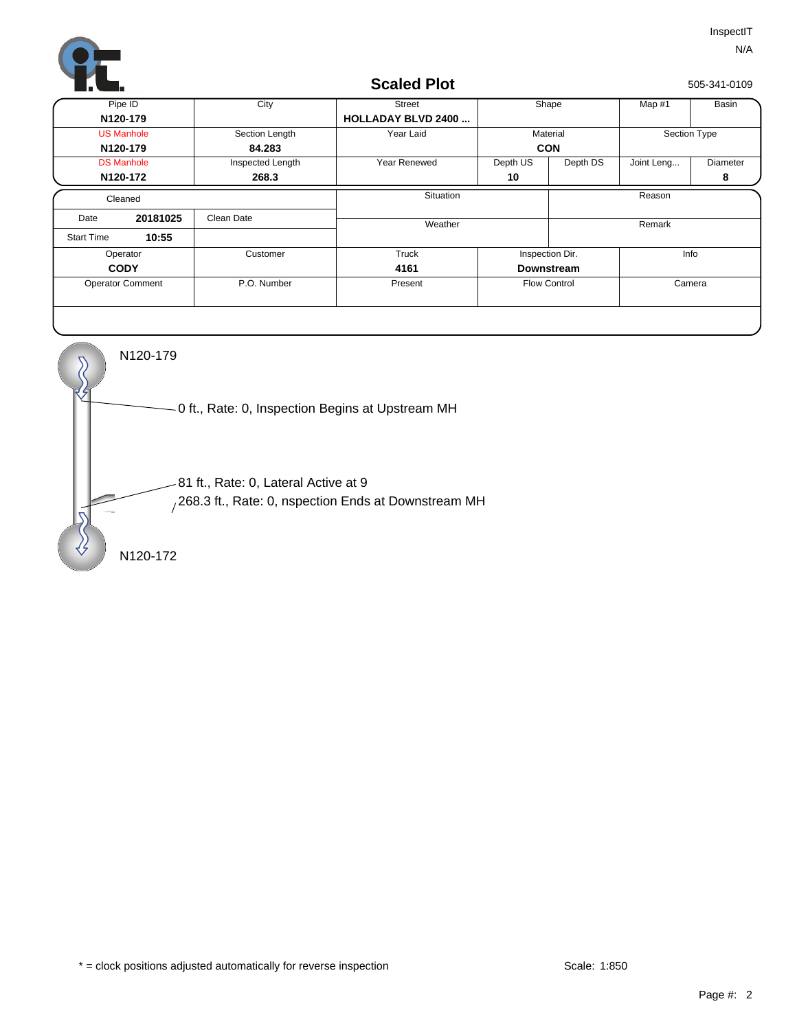InspectIT

N/A

# Scaled Plot

505-341-0109

| Pipe ID | City | Street | Shape | | Map #1 | Basin |
|---|---|---|---|---|---|---|
| N120-179 | | HOLLADAY BLVD 2400 ... | | | | |
| US Manhole | Section Length | Year Laid | Material | | Section Type | |
| N120-179 | 84.283 | | CON | | | |
| DS Manhole | Inspected Length | Year Renewed | Depth US | Depth DS | Joint Leng... | Diameter |
| N120-172 | 268.3 | | 10 | | | 8 |

| Cleaned | | | Situation | | Reason | |
|---|---|---|---|---|---|---|
| Date | 20181025 | Clean Date | Weather | | Remark | |
| Start Time | 10:55 | | | | | |
| Operator | | Customer | Truck | Inspection Dir. | Info | |
| CODY | | | 4161 | Downstream | | |
| Operator Comment | | P.O. Number | Present | Flow Control | Camera | |

N120-179

0 ft., Rate: 0, Inspection Begins at Upstream MH

81 ft., Rate: 0, Lateral Active at 9

268.3 ft., Rate: 0, nspection Ends at Downstream MH

N120-172

* = clock positions adjusted automatically for reverse inspection

Scale: 1:850